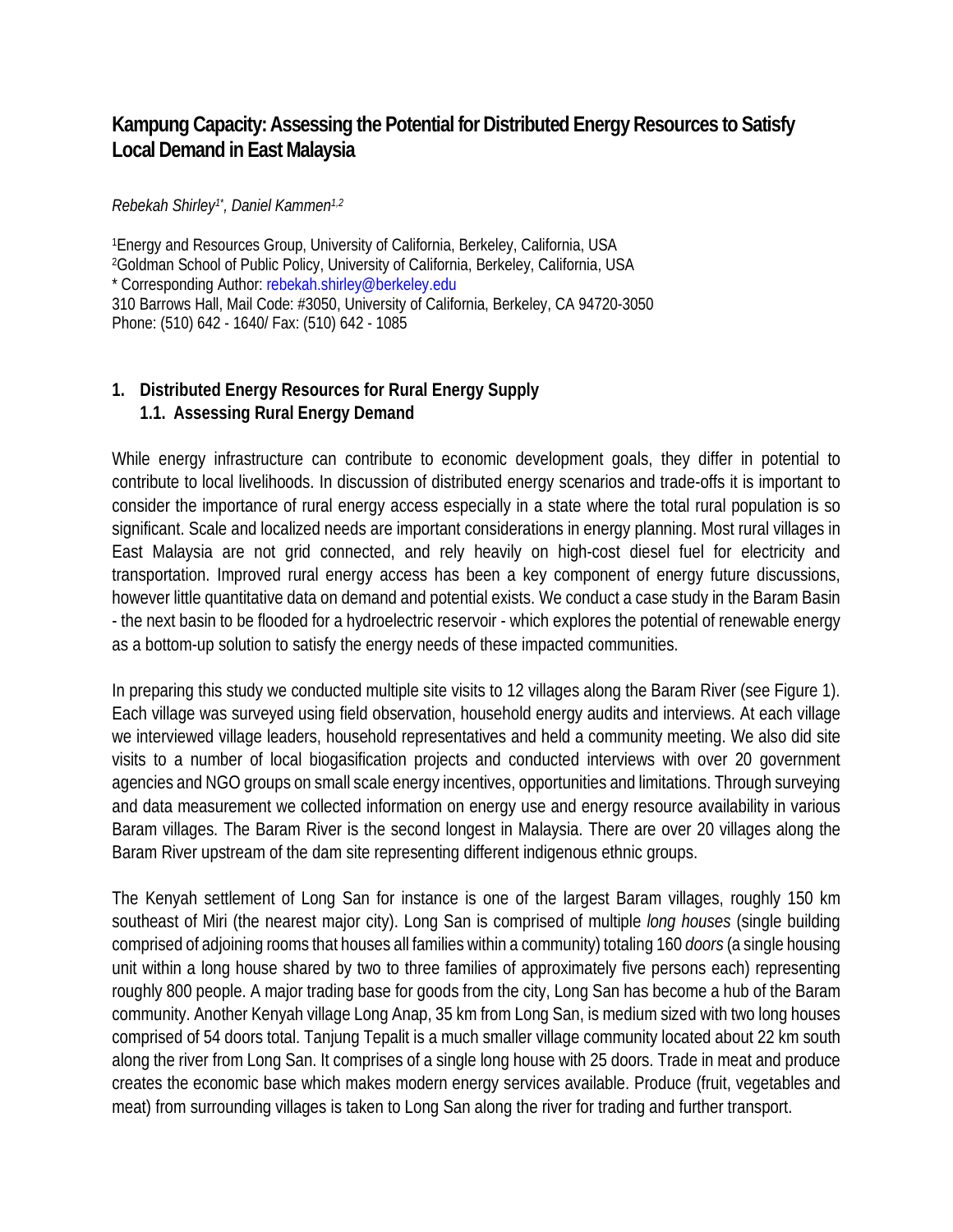# Kampung Capacity: Assessing the Potential for Distributed Energy Resources to Satisfy Local Demand in East Malaysia

*Rebekah Shirley[1\*], Daniel Kammen[1,2]*

[1]Energy and Resources Group, University of California, Berkeley, California, USA
[2]Goldman School of Public Policy, University of California, Berkeley, California, USA
\* Corresponding Author: rebekah.shirley@berkeley.edu
310 Barrows Hall, Mail Code: #3050, University of California, Berkeley, CA 94720-3050
Phone: (510) 642 - 1640/ Fax: (510) 642 - 1085

## 1. Distributed Energy Resources for Rural Energy Supply

### 1.1. Assessing Rural Energy Demand

While energy infrastructure can contribute to economic development goals, they differ in potential to contribute to local livelihoods. In discussion of distributed energy scenarios and trade-offs it is important to consider the importance of rural energy access especially in a state where the total rural population is so significant. Scale and localized needs are important considerations in energy planning. Most rural villages in East Malaysia are not grid connected, and rely heavily on high-cost diesel fuel for electricity and transportation. Improved rural energy access has been a key component of energy future discussions, however little quantitative data on demand and potential exists. We conduct a case study in the Baram Basin - the next basin to be flooded for a hydroelectric reservoir - which explores the potential of renewable energy as a bottom-up solution to satisfy the energy needs of these impacted communities.

In preparing this study we conducted multiple site visits to 12 villages along the Baram River (see Figure 1). Each village was surveyed using field observation, household energy audits and interviews. At each village we interviewed village leaders, household representatives and held a community meeting. We also did site visits to a number of local biogasification projects and conducted interviews with over 20 government agencies and NGO groups on small scale energy incentives, opportunities and limitations. Through surveying and data measurement we collected information on energy use and energy resource availability in various Baram villages. The Baram River is the second longest in Malaysia. There are over 20 villages along the Baram River upstream of the dam site representing different indigenous ethnic groups.

The Kenyah settlement of Long San for instance is one of the largest Baram villages, roughly 150 km southeast of Miri (the nearest major city). Long San is comprised of multiple *long houses* (single building comprised of adjoining rooms that houses all families within a community) totaling 160 *doors* (a single housing unit within a long house shared by two to three families of approximately five persons each) representing roughly 800 people. A major trading base for goods from the city, Long San has become a hub of the Baram community. Another Kenyah village Long Anap, 35 km from Long San, is medium sized with two long houses comprised of 54 doors total. Tanjung Tepalit is a much smaller village community located about 22 km south along the river from Long San. It comprises of a single long house with 25 doors. Trade in meat and produce creates the economic base which makes modern energy services available. Produce (fruit, vegetables and meat) from surrounding villages is taken to Long San along the river for trading and further transport.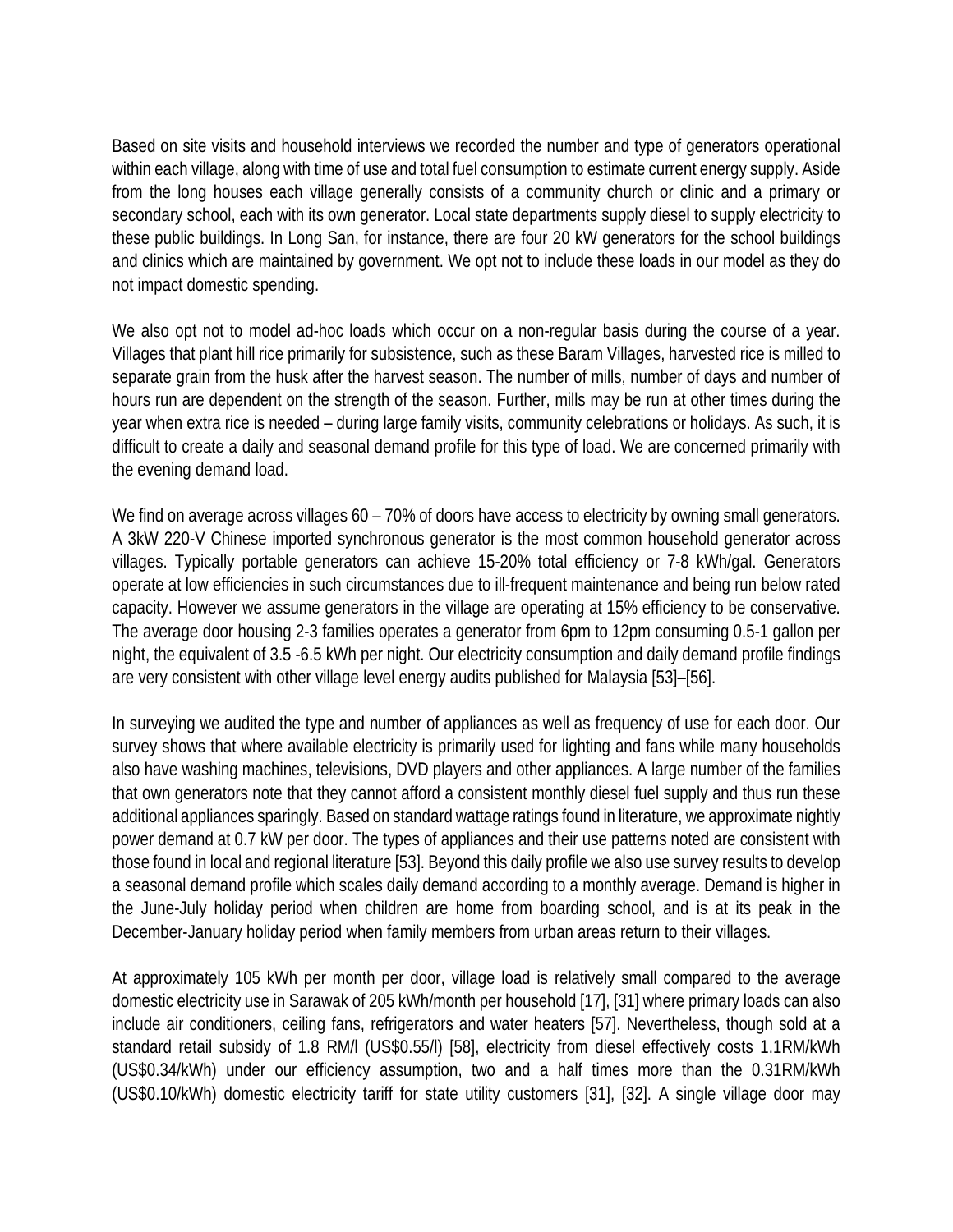Based on site visits and household interviews we recorded the number and type of generators operational within each village, along with time of use and total fuel consumption to estimate current energy supply. Aside from the long houses each village generally consists of a community church or clinic and a primary or secondary school, each with its own generator. Local state departments supply diesel to supply electricity to these public buildings. In Long San, for instance, there are four 20 kW generators for the school buildings and clinics which are maintained by government. We opt not to include these loads in our model as they do not impact domestic spending.

We also opt not to model ad-hoc loads which occur on a non-regular basis during the course of a year. Villages that plant hill rice primarily for subsistence, such as these Baram Villages, harvested rice is milled to separate grain from the husk after the harvest season. The number of mills, number of days and number of hours run are dependent on the strength of the season. Further, mills may be run at other times during the year when extra rice is needed – during large family visits, community celebrations or holidays. As such, it is difficult to create a daily and seasonal demand profile for this type of load. We are concerned primarily with the evening demand load.

We find on average across villages 60 – 70% of doors have access to electricity by owning small generators. A 3kW 220-V Chinese imported synchronous generator is the most common household generator across villages. Typically portable generators can achieve 15-20% total efficiency or 7-8 kWh/gal. Generators operate at low efficiencies in such circumstances due to ill-frequent maintenance and being run below rated capacity. However we assume generators in the village are operating at 15% efficiency to be conservative. The average door housing 2-3 families operates a generator from 6pm to 12pm consuming 0.5-1 gallon per night, the equivalent of 3.5 -6.5 kWh per night. Our electricity consumption and daily demand profile findings are very consistent with other village level energy audits published for Malaysia [53]–[56].

In surveying we audited the type and number of appliances as well as frequency of use for each door. Our survey shows that where available electricity is primarily used for lighting and fans while many households also have washing machines, televisions, DVD players and other appliances. A large number of the families that own generators note that they cannot afford a consistent monthly diesel fuel supply and thus run these additional appliances sparingly. Based on standard wattage ratings found in literature, we approximate nightly power demand at 0.7 kW per door. The types of appliances and their use patterns noted are consistent with those found in local and regional literature [53]. Beyond this daily profile we also use survey results to develop a seasonal demand profile which scales daily demand according to a monthly average. Demand is higher in the June-July holiday period when children are home from boarding school, and is at its peak in the December-January holiday period when family members from urban areas return to their villages.

At approximately 105 kWh per month per door, village load is relatively small compared to the average domestic electricity use in Sarawak of 205 kWh/month per household [17], [31] where primary loads can also include air conditioners, ceiling fans, refrigerators and water heaters [57]. Nevertheless, though sold at a standard retail subsidy of 1.8 RM/l (US$0.55/l) [58], electricity from diesel effectively costs 1.1RM/kWh (US$0.34/kWh) under our efficiency assumption, two and a half times more than the 0.31RM/kWh (US$0.10/kWh) domestic electricity tariff for state utility customers [31], [32]. A single village door may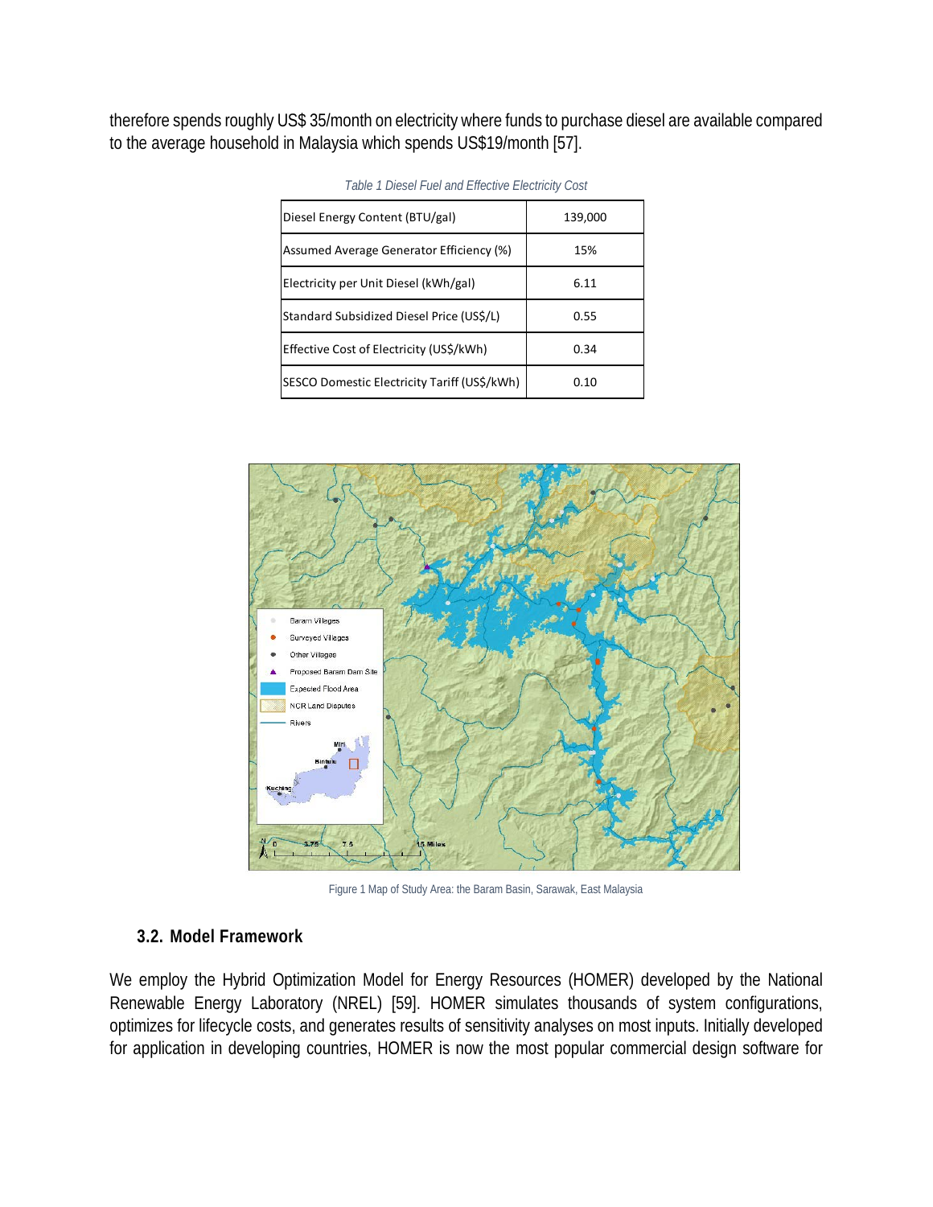therefore spends roughly US$ 35/month on electricity where funds to purchase diesel are available compared to the average household in Malaysia which spends US$19/month [57].

*Table 1 Diesel Fuel and Effective Electricity Cost*

| | |
|---|---|
| Diesel Energy Content (BTU/gal) | 139,000 |
| Assumed Average Generator Efficiency (%) | 15% |
| Electricity per Unit Diesel (kWh/gal) | 6.11 |
| Standard Subsidized Diesel Price (US$/L) | 0.55 |
| Effective Cost of Electricity (US$/kWh) | 0.34 |
| SESCO Domestic Electricity Tariff (US$/kWh) | 0.10 |

Figure 1 Map of Study Area: the Baram Basin, Sarawak, East Malaysia

### 3.2. Model Framework

We employ the Hybrid Optimization Model for Energy Resources (HOMER) developed by the National Renewable Energy Laboratory (NREL) [59]. HOMER simulates thousands of system configurations, optimizes for lifecycle costs, and generates results of sensitivity analyses on most inputs. Initially developed for application in developing countries, HOMER is now the most popular commercial design software for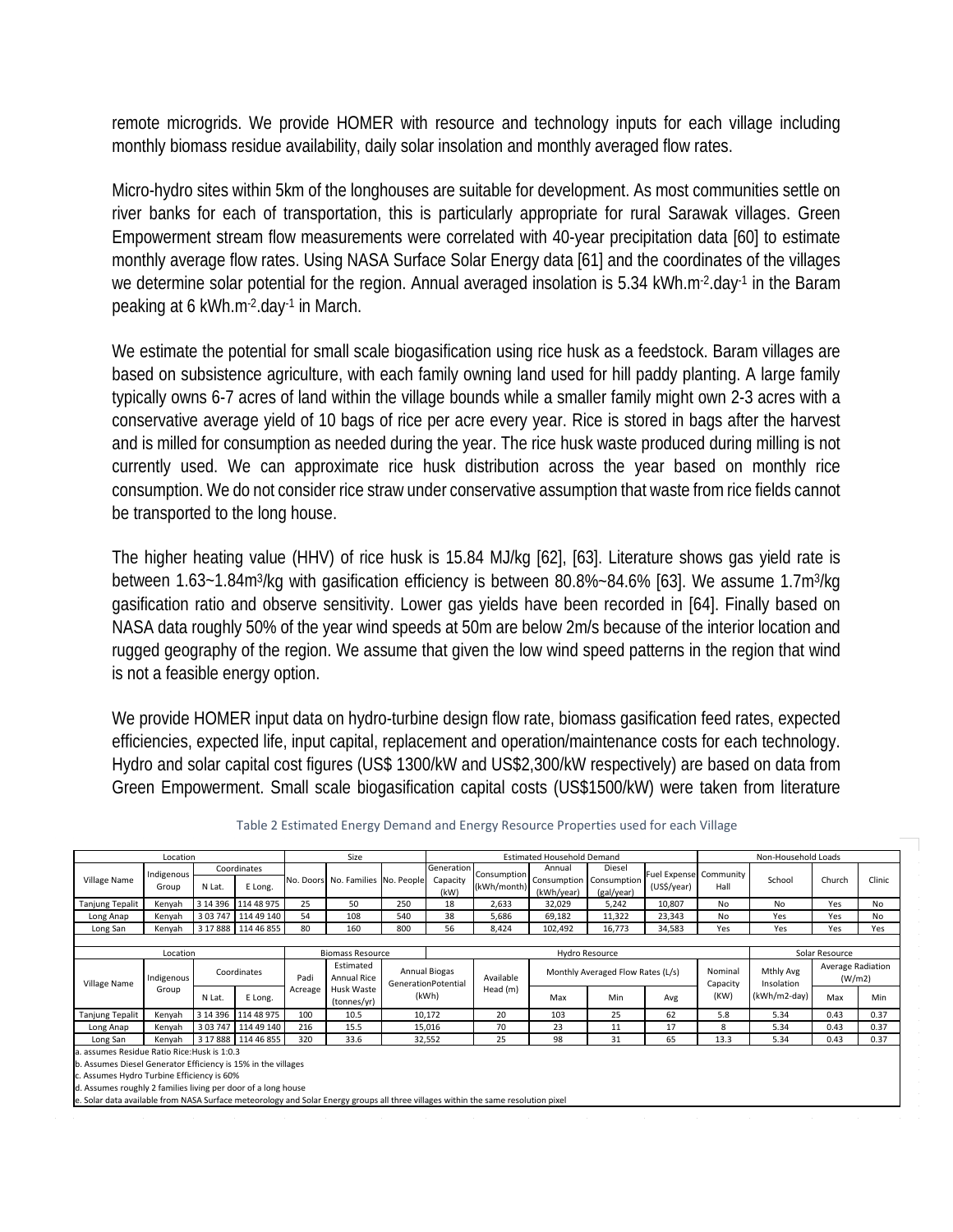remote microgrids. We provide HOMER with resource and technology inputs for each village including monthly biomass residue availability, daily solar insolation and monthly averaged flow rates.

Micro-hydro sites within 5km of the longhouses are suitable for development. As most communities settle on river banks for each of transportation, this is particularly appropriate for rural Sarawak villages. Green Empowerment stream flow measurements were correlated with 40-year precipitation data [60] to estimate monthly average flow rates. Using NASA Surface Solar Energy data [61] and the coordinates of the villages we determine solar potential for the region. Annual averaged insolation is 5.34 $kWh.m^{-2}.day^{-1}$ in the Baram peaking at 6 $kWh.m^{-2}.day^{-1}$ in March.

We estimate the potential for small scale biogasification using rice husk as a feedstock. Baram villages are based on subsistence agriculture, with each family owning land used for hill paddy planting. A large family typically owns 6-7 acres of land within the village bounds while a smaller family might own 2-3 acres with a conservative average yield of 10 bags of rice per acre every year. Rice is stored in bags after the harvest and is milled for consumption as needed during the year. The rice husk waste produced during milling is not currently used. We can approximate rice husk distribution across the year based on monthly rice consumption. We do not consider rice straw under conservative assumption that waste from rice fields cannot be transported to the long house.

The higher heating value (HHV) of rice husk is 15.84 MJ/kg [62], [63]. Literature shows gas yield rate is between 1.63~1.84$m^3$/kg with gasification efficiency is between 80.8%~84.6% [63]. We assume 1.7$m^3$/kg gasification ratio and observe sensitivity. Lower gas yields have been recorded in [64]. Finally based on NASA data roughly 50% of the year wind speeds at 50m are below 2m/s because of the interior location and rugged geography of the region. We assume that given the low wind speed patterns in the region that wind is not a feasible energy option.

We provide HOMER input data on hydro-turbine design flow rate, biomass gasification feed rates, expected efficiencies, expected life, input capital, replacement and operation/maintenance costs for each technology. Hydro and solar capital cost figures (US$ 1300/kW and US$2,300/kW respectively) are based on data from Green Empowerment. Small scale biogasification capital costs (US$1500/kW) were taken from literature

Table 2 Estimated Energy Demand and Energy Resource Properties used for each Village

| Location | | | | Size | | | Estimated Household Demand | | | | | Non-Household Loads | | | |
|---|---|---|---|---|---|---|---|---|---|---|---|---|---|---|---|
| Village Name | Indigenous Group | Coordinates | | No. Doors | No. Families | No. People | Generation Capacity (kW) | Consumption (kWh/month) | Annual Consumption (kWh/year) | Diesel Consumption (gal/year) | Fuel Expense (US$/year) | Community Hall | School | Church | Clinic |
| | | N Lat. | E Long. | | | | | | | | | | | | |
| Tanjung Tepalit | Kenyah | 3 14 396 | 114 48 975 | 25 | 50 | 250 | 18 | 2,633 | 32,029 | 5,242 | 10,807 | No | No | Yes | No |
| Long Anap | Kenyah | 3 03 747 | 114 49 140 | 54 | 108 | 540 | 38 | 5,686 | 69,182 | 11,322 | 23,343 | No | Yes | Yes | No |
| Long San | Kenyah | 3 17 888 | 114 46 855 | 80 | 160 | 800 | 56 | 8,424 | 102,492 | 16,773 | 34,583 | Yes | Yes | Yes | Yes |

| Location | | | | Biomass Resource | | | Hydro Resource | | | | | Solar Resource | | |
|---|---|---|---|---|---|---|---|---|---|---|---|---|---|---|
| Village Name | Indigenous Group | Coordinates | | Padi Acreage | Estimated Annual Rice Husk Waste (tonnes/yr) | Annual Biogas GenerationPotential (kWh) | Available Head (m) | Monthly Averaged Flow Rates (L/s) | | | Nominal Capacity (KW) | Mthly Avg Insolation (kWh/m2-day) | Average Radiation (W/m2) | |
| | | N Lat. | E Long. | | | | | Max | Min | Avg | | | Max | Min |
| Tanjung Tepalit | Kenyah | 3 14 396 | 114 48 975 | 100 | 10.5 | 10,172 | 20 | 103 | 25 | 62 | 5.8 | 5.34 | 0.43 | 0.37 |
| Long Anap | Kenyah | 3 03 747 | 114 49 140 | 216 | 15.5 | 15,016 | 70 | 23 | 11 | 17 | 8 | 5.34 | 0.43 | 0.37 |
| Long San | Kenyah | 3 17 888 | 114 46 855 | 320 | 33.6 | 32,552 | 25 | 98 | 31 | 65 | 13.3 | 5.34 | 0.43 | 0.37 |

a. assumes Residue Ratio Rice:Husk is 1:0.3
b. Assumes Diesel Generator Efficiency is 15% in the villages
c. Assumes Hydro Turbine Efficiency is 60%
d. Assumes roughly 2 families living per door of a long house
e. Solar data available from NASA Surface meteorology and Solar Energy groups all three villages within the same resolution pixel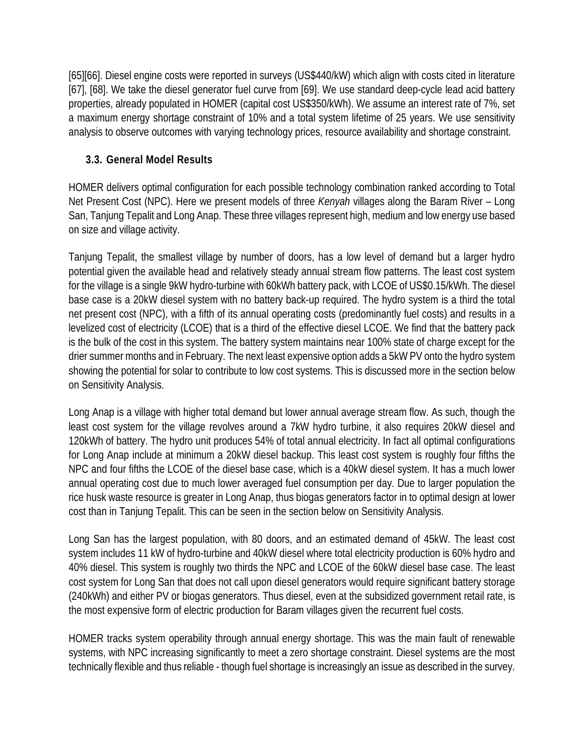[65][66]. Diesel engine costs were reported in surveys (US$440/kW) which align with costs cited in literature [67], [68]. We take the diesel generator fuel curve from [69]. We use standard deep-cycle lead acid battery properties, already populated in HOMER (capital cost US$350/kWh). We assume an interest rate of 7%, set a maximum energy shortage constraint of 10% and a total system lifetime of 25 years. We use sensitivity analysis to observe outcomes with varying technology prices, resource availability and shortage constraint.

### 3.3. General Model Results

HOMER delivers optimal configuration for each possible technology combination ranked according to Total Net Present Cost (NPC). Here we present models of three *Kenyah* villages along the Baram River – Long San, Tanjung Tepalit and Long Anap. These three villages represent high, medium and low energy use based on size and village activity.

Tanjung Tepalit, the smallest village by number of doors, has a low level of demand but a larger hydro potential given the available head and relatively steady annual stream flow patterns. The least cost system for the village is a single 9kW hydro-turbine with 60kWh battery pack, with LCOE of US$0.15/kWh. The diesel base case is a 20kW diesel system with no battery back-up required. The hydro system is a third the total net present cost (NPC), with a fifth of its annual operating costs (predominantly fuel costs) and results in a levelized cost of electricity (LCOE) that is a third of the effective diesel LCOE. We find that the battery pack is the bulk of the cost in this system. The battery system maintains near 100% state of charge except for the drier summer months and in February. The next least expensive option adds a 5kW PV onto the hydro system showing the potential for solar to contribute to low cost systems. This is discussed more in the section below on Sensitivity Analysis.

Long Anap is a village with higher total demand but lower annual average stream flow. As such, though the least cost system for the village revolves around a 7kW hydro turbine, it also requires 20kW diesel and 120kWh of battery. The hydro unit produces 54% of total annual electricity. In fact all optimal configurations for Long Anap include at minimum a 20kW diesel backup. This least cost system is roughly four fifths the NPC and four fifths the LCOE of the diesel base case, which is a 40kW diesel system. It has a much lower annual operating cost due to much lower averaged fuel consumption per day. Due to larger population the rice husk waste resource is greater in Long Anap, thus biogas generators factor in to optimal design at lower cost than in Tanjung Tepalit. This can be seen in the section below on Sensitivity Analysis.

Long San has the largest population, with 80 doors, and an estimated demand of 45kW. The least cost system includes 11 kW of hydro-turbine and 40kW diesel where total electricity production is 60% hydro and 40% diesel. This system is roughly two thirds the NPC and LCOE of the 60kW diesel base case. The least cost system for Long San that does not call upon diesel generators would require significant battery storage (240kWh) and either PV or biogas generators. Thus diesel, even at the subsidized government retail rate, is the most expensive form of electric production for Baram villages given the recurrent fuel costs.

HOMER tracks system operability through annual energy shortage. This was the main fault of renewable systems, with NPC increasing significantly to meet a zero shortage constraint. Diesel systems are the most technically flexible and thus reliable - though fuel shortage is increasingly an issue as described in the survey.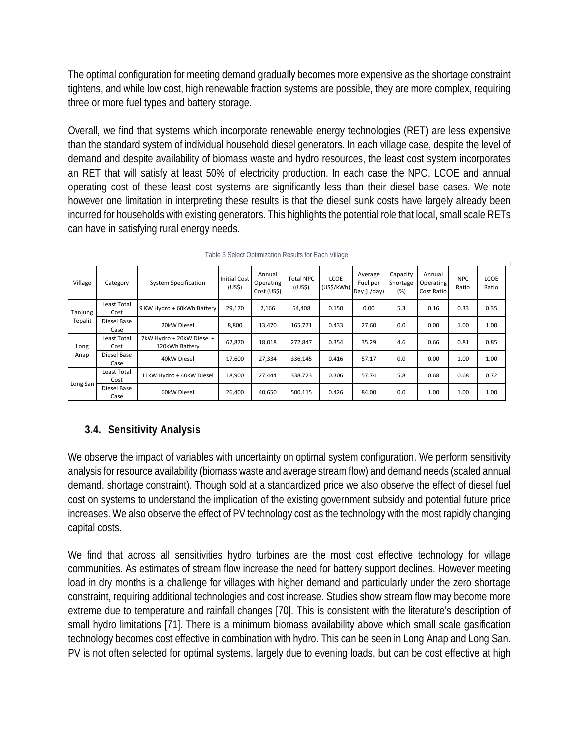The optimal configuration for meeting demand gradually becomes more expensive as the shortage constraint tightens, and while low cost, high renewable fraction systems are possible, they are more complex, requiring three or more fuel types and battery storage.

Overall, we find that systems which incorporate renewable energy technologies (RET) are less expensive than the standard system of individual household diesel generators. In each village case, despite the level of demand and despite availability of biomass waste and hydro resources, the least cost system incorporates an RET that will satisfy at least 50% of electricity production. In each case the NPC, LCOE and annual operating cost of these least cost systems are significantly less than their diesel base cases. We note however one limitation in interpreting these results is that the diesel sunk costs have largely already been incurred for households with existing generators. This highlights the potential role that local, small scale RETs can have in satisfying rural energy needs.

Table 3 Select Optimization Results for Each Village

| Village | Category | System Specification | Initial Cost (US$) | Annual Operating Cost (US$) | Total NPC ((US$) | LCOE (US$/kWh) | Average Fuel per Day (L/day) | Capacity Shortage (%) | Annual Operating Cost Ratio | NPC Ratio | LCOE Ratio |
|---|---|---|---|---|---|---|---|---|---|---|---|
| Tanjung Tepalit | Least Total Cost | 9 KW Hydro + 60kWh Battery | 29,170 | 2,166 | 54,408 | 0.150 | 0.00 | 5.3 | 0.16 | 0.33 | 0.35 |
| | Diesel Base Case | 20kW Diesel | 8,800 | 13,470 | 165,771 | 0.433 | 27.60 | 0.0 | 0.00 | 1.00 | 1.00 |
| Long Anap | Least Total Cost | 7kW Hydro + 20kW Diesel + 120kWh Battery | 62,870 | 18,018 | 272,847 | 0.354 | 35.29 | 4.6 | 0.66 | 0.81 | 0.85 |
| | Diesel Base Case | 40kW Diesel | 17,600 | 27,334 | 336,145 | 0.416 | 57.17 | 0.0 | 0.00 | 1.00 | 1.00 |
| Long San | Least Total Cost | 11kW Hydro + 40kW Diesel | 18,900 | 27,444 | 338,723 | 0.306 | 57.74 | 5.8 | 0.68 | 0.68 | 0.72 |
| | Diesel Base Case | 60kW Diesel | 26,400 | 40,650 | 500,115 | 0.426 | 84.00 | 0.0 | 1.00 | 1.00 | 1.00 |

### 3.4. Sensitivity Analysis

We observe the impact of variables with uncertainty on optimal system configuration. We perform sensitivity analysis for resource availability (biomass waste and average stream flow) and demand needs (scaled annual demand, shortage constraint). Though sold at a standardized price we also observe the effect of diesel fuel cost on systems to understand the implication of the existing government subsidy and potential future price increases. We also observe the effect of PV technology cost as the technology with the most rapidly changing capital costs.

We find that across all sensitivities hydro turbines are the most cost effective technology for village communities. As estimates of stream flow increase the need for battery support declines. However meeting load in dry months is a challenge for villages with higher demand and particularly under the zero shortage constraint, requiring additional technologies and cost increase. Studies show stream flow may become more extreme due to temperature and rainfall changes [70]. This is consistent with the literature's description of small hydro limitations [71]. There is a minimum biomass availability above which small scale gasification technology becomes cost effective in combination with hydro. This can be seen in Long Anap and Long San. PV is not often selected for optimal systems, largely due to evening loads, but can be cost effective at high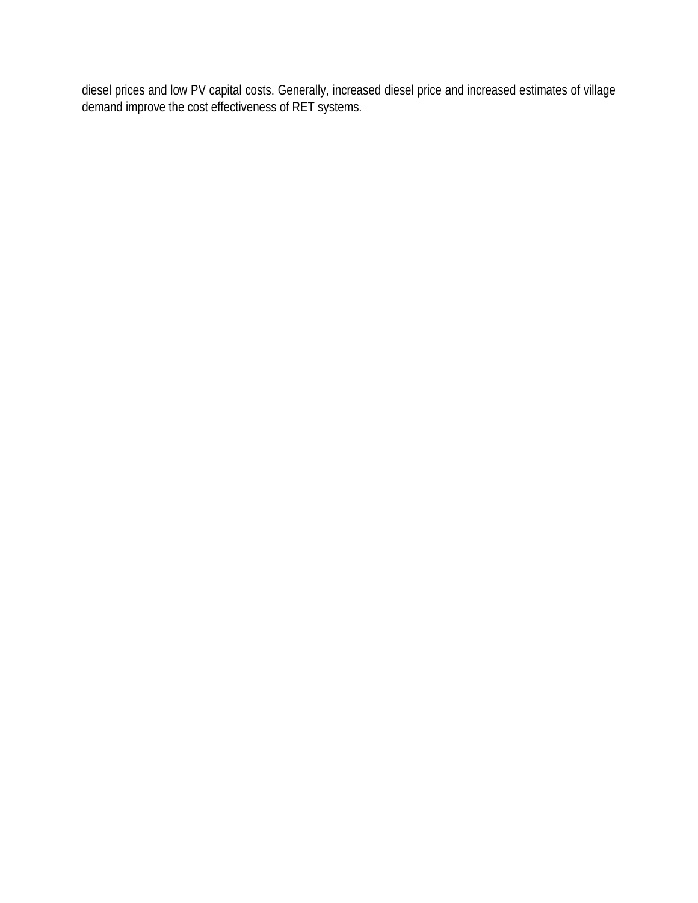diesel prices and low PV capital costs. Generally, increased diesel price and increased estimates of village demand improve the cost effectiveness of RET systems.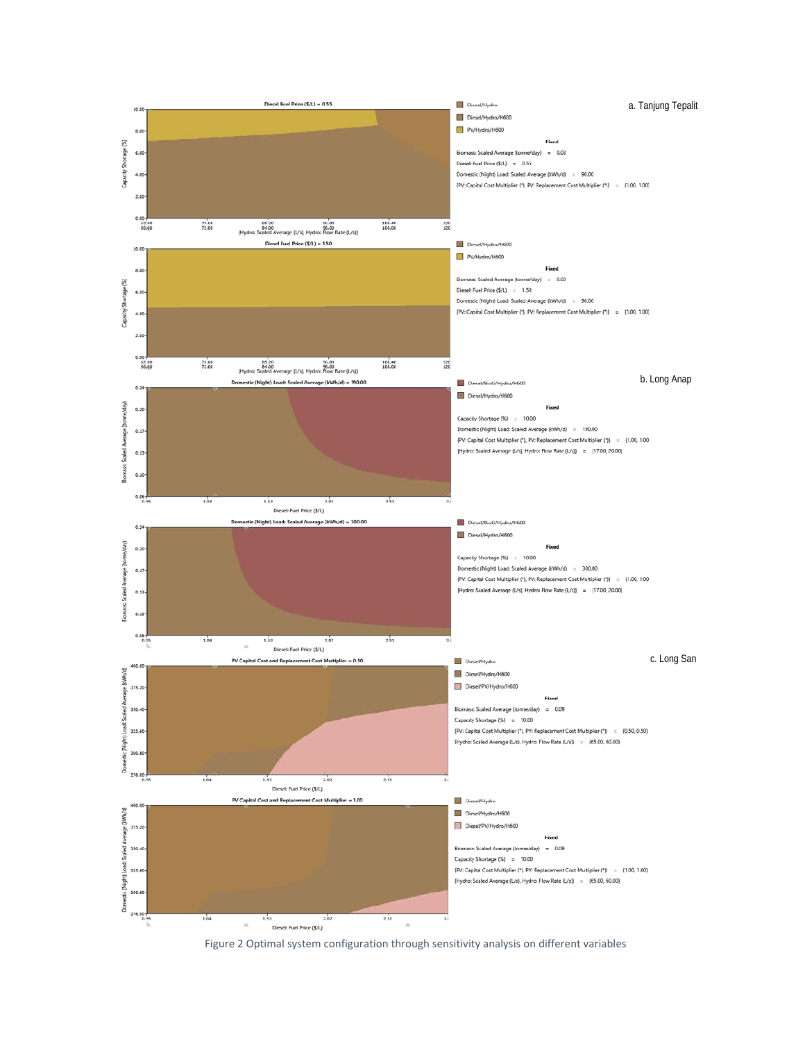Figure 2 Optimal system configuration through sensitivity analysis on different variables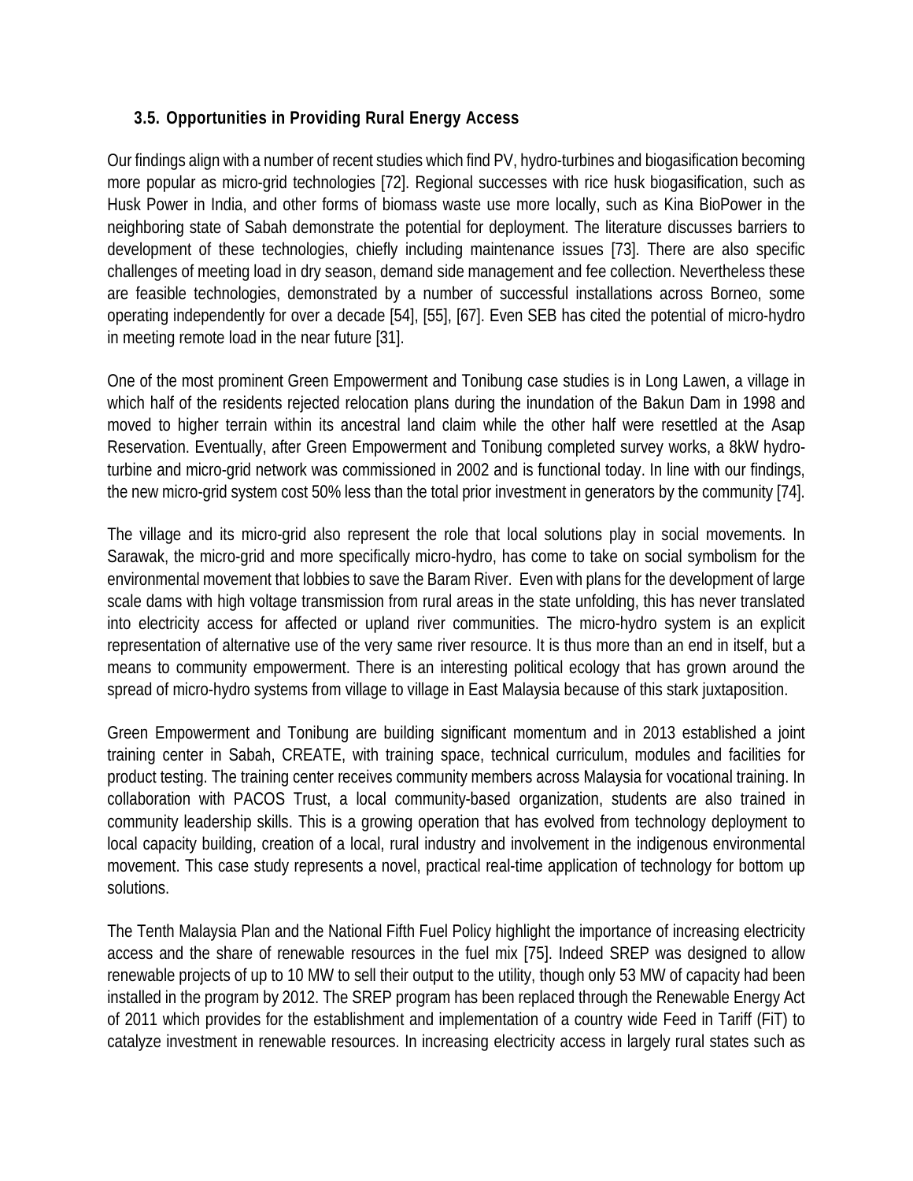### 3.5. Opportunities in Providing Rural Energy Access

Our findings align with a number of recent studies which find PV, hydro-turbines and biogasification becoming more popular as micro-grid technologies [72]. Regional successes with rice husk biogasification, such as Husk Power in India, and other forms of biomass waste use more locally, such as Kina BioPower in the neighboring state of Sabah demonstrate the potential for deployment. The literature discusses barriers to development of these technologies, chiefly including maintenance issues [73]. There are also specific challenges of meeting load in dry season, demand side management and fee collection. Nevertheless these are feasible technologies, demonstrated by a number of successful installations across Borneo, some operating independently for over a decade [54], [55], [67]. Even SEB has cited the potential of micro-hydro in meeting remote load in the near future [31].

One of the most prominent Green Empowerment and Tonibung case studies is in Long Lawen, a village in which half of the residents rejected relocation plans during the inundation of the Bakun Dam in 1998 and moved to higher terrain within its ancestral land claim while the other half were resettled at the Asap Reservation. Eventually, after Green Empowerment and Tonibung completed survey works, a 8kW hydro-turbine and micro-grid network was commissioned in 2002 and is functional today. In line with our findings, the new micro-grid system cost 50% less than the total prior investment in generators by the community [74].

The village and its micro-grid also represent the role that local solutions play in social movements. In Sarawak, the micro-grid and more specifically micro-hydro, has come to take on social symbolism for the environmental movement that lobbies to save the Baram River. Even with plans for the development of large scale dams with high voltage transmission from rural areas in the state unfolding, this has never translated into electricity access for affected or upland river communities. The micro-hydro system is an explicit representation of alternative use of the very same river resource. It is thus more than an end in itself, but a means to community empowerment. There is an interesting political ecology that has grown around the spread of micro-hydro systems from village to village in East Malaysia because of this stark juxtaposition.

Green Empowerment and Tonibung are building significant momentum and in 2013 established a joint training center in Sabah, CREATE, with training space, technical curriculum, modules and facilities for product testing. The training center receives community members across Malaysia for vocational training. In collaboration with PACOS Trust, a local community-based organization, students are also trained in community leadership skills. This is a growing operation that has evolved from technology deployment to local capacity building, creation of a local, rural industry and involvement in the indigenous environmental movement. This case study represents a novel, practical real-time application of technology for bottom up solutions.

The Tenth Malaysia Plan and the National Fifth Fuel Policy highlight the importance of increasing electricity access and the share of renewable resources in the fuel mix [75]. Indeed SREP was designed to allow renewable projects of up to 10 MW to sell their output to the utility, though only 53 MW of capacity had been installed in the program by 2012. The SREP program has been replaced through the Renewable Energy Act of 2011 which provides for the establishment and implementation of a country wide Feed in Tariff (FiT) to catalyze investment in renewable resources. In increasing electricity access in largely rural states such as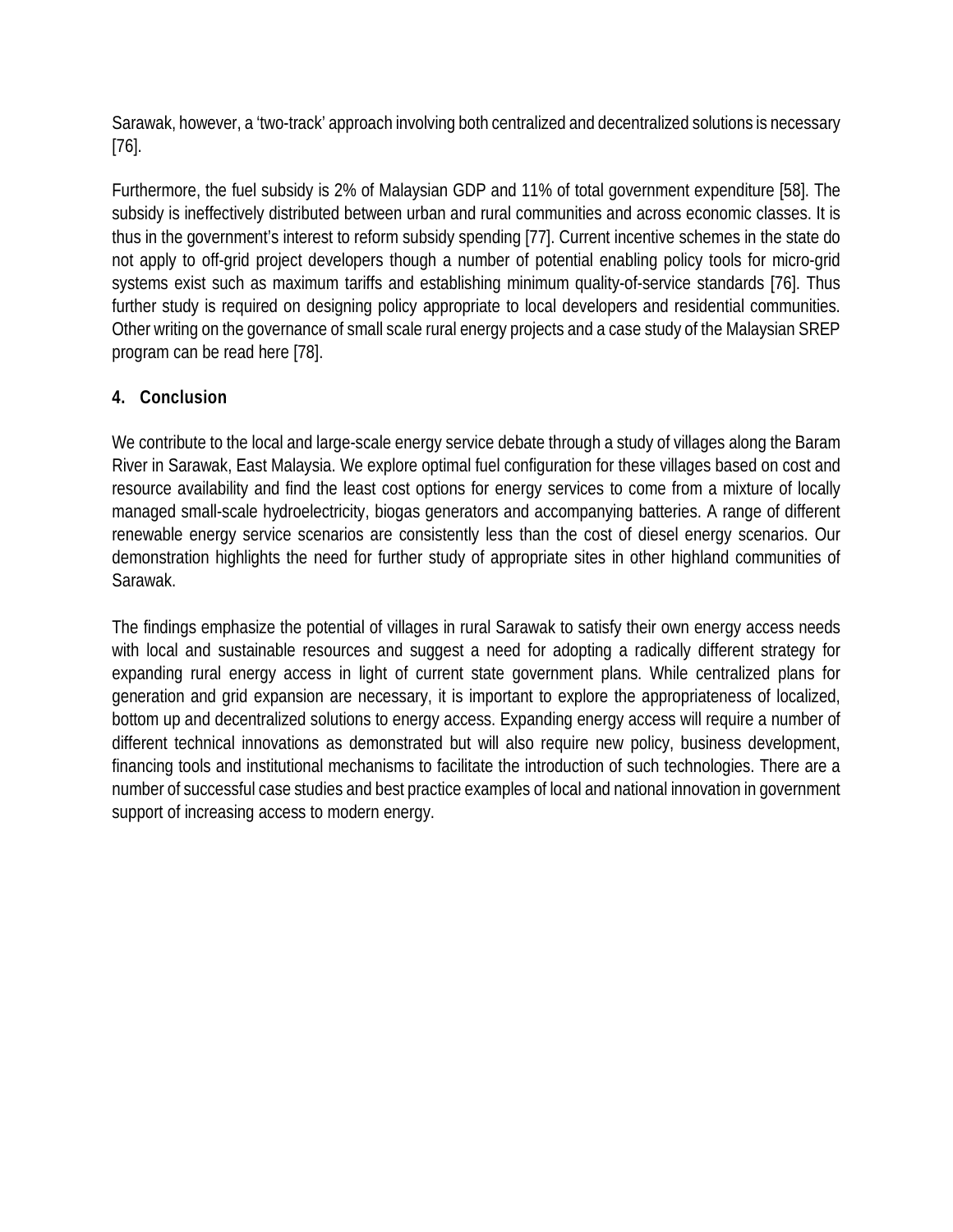Sarawak, however, a 'two-track' approach involving both centralized and decentralized solutions is necessary [76].

Furthermore, the fuel subsidy is 2% of Malaysian GDP and 11% of total government expenditure [58]. The subsidy is ineffectively distributed between urban and rural communities and across economic classes. It is thus in the government's interest to reform subsidy spending [77]. Current incentive schemes in the state do not apply to off-grid project developers though a number of potential enabling policy tools for micro-grid systems exist such as maximum tariffs and establishing minimum quality-of-service standards [76]. Thus further study is required on designing policy appropriate to local developers and residential communities. Other writing on the governance of small scale rural energy projects and a case study of the Malaysian SREP program can be read here [78].

## 4. Conclusion

We contribute to the local and large-scale energy service debate through a study of villages along the Baram River in Sarawak, East Malaysia. We explore optimal fuel configuration for these villages based on cost and resource availability and find the least cost options for energy services to come from a mixture of locally managed small-scale hydroelectricity, biogas generators and accompanying batteries. A range of different renewable energy service scenarios are consistently less than the cost of diesel energy scenarios. Our demonstration highlights the need for further study of appropriate sites in other highland communities of Sarawak.

The findings emphasize the potential of villages in rural Sarawak to satisfy their own energy access needs with local and sustainable resources and suggest a need for adopting a radically different strategy for expanding rural energy access in light of current state government plans. While centralized plans for generation and grid expansion are necessary, it is important to explore the appropriateness of localized, bottom up and decentralized solutions to energy access. Expanding energy access will require a number of different technical innovations as demonstrated but will also require new policy, business development, financing tools and institutional mechanisms to facilitate the introduction of such technologies. There are a number of successful case studies and best practice examples of local and national innovation in government support of increasing access to modern energy.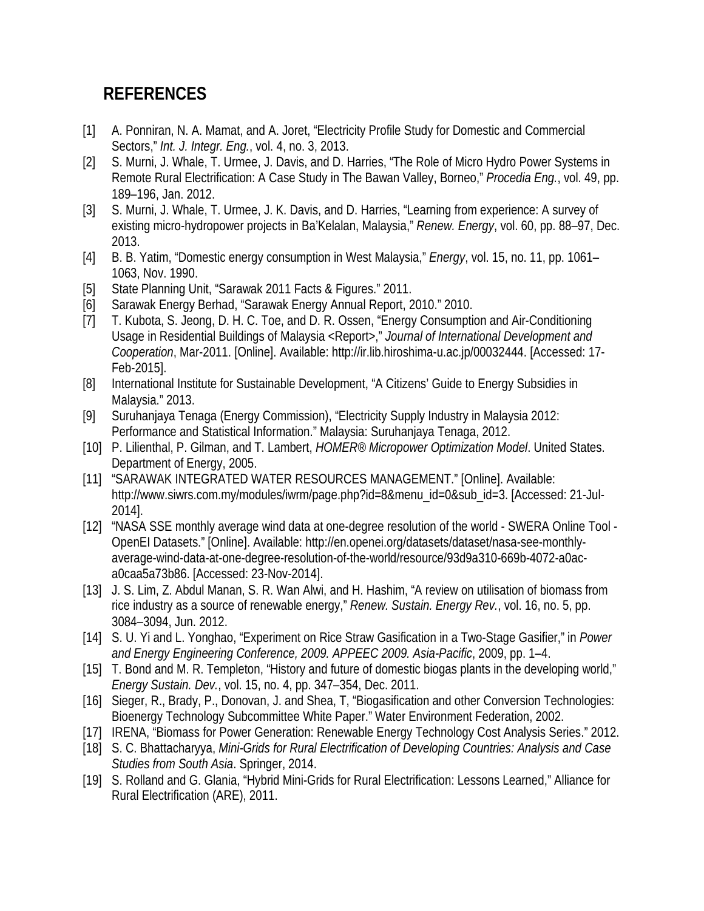## REFERENCES

[1] A. Ponniran, N. A. Mamat, and A. Joret, “Electricity Profile Study for Domestic and Commercial Sectors,” *Int. J. Integr. Eng.*, vol. 4, no. 3, 2013.

[2] S. Murni, J. Whale, T. Urmee, J. Davis, and D. Harries, “The Role of Micro Hydro Power Systems in Remote Rural Electrification: A Case Study in The Bawan Valley, Borneo,” *Procedia Eng.*, vol. 49, pp. 189–196, Jan. 2012.

[3] S. Murni, J. Whale, T. Urmee, J. K. Davis, and D. Harries, “Learning from experience: A survey of existing micro-hydropower projects in Ba’Kelalan, Malaysia,” *Renew. Energy*, vol. 60, pp. 88–97, Dec. 2013.

[4] B. B. Yatim, “Domestic energy consumption in West Malaysia,” *Energy*, vol. 15, no. 11, pp. 1061–1063, Nov. 1990.

[5] State Planning Unit, “Sarawak 2011 Facts & Figures.” 2011.

[6] Sarawak Energy Berhad, “Sarawak Energy Annual Report, 2010.” 2010.

[7] T. Kubota, S. Jeong, D. H. C. Toe, and D. R. Ossen, “Energy Consumption and Air-Conditioning Usage in Residential Buildings of Malaysia <Report>,” *Journal of International Development and Cooperation*, Mar-2011. [Online]. Available: http://ir.lib.hiroshima-u.ac.jp/00032444. [Accessed: 17-Feb-2015].

[8] International Institute for Sustainable Development, “A Citizens’ Guide to Energy Subsidies in Malaysia.” 2013.

[9] Suruhanjaya Tenaga (Energy Commission), “Electricity Supply Industry in Malaysia 2012: Performance and Statistical Information.” Malaysia: Suruhanjaya Tenaga, 2012.

[10] P. Lilienthal, P. Gilman, and T. Lambert, *HOMER® Micropower Optimization Model*. United States. Department of Energy, 2005.

[11] “SARAWAK INTEGRATED WATER RESOURCES MANAGEMENT.” [Online]. Available: http://www.siwrs.com.my/modules/iwrm/page.php?id=8&menu_id=0&sub_id=3. [Accessed: 21-Jul-2014].

[12] “NASA SSE monthly average wind data at one-degree resolution of the world - SWERA Online Tool - OpenEI Datasets.” [Online]. Available: http://en.openei.org/datasets/dataset/nasa-see-monthly-average-wind-data-at-one-degree-resolution-of-the-world/resource/93d9a310-669b-4072-a0ac-a0caa5a73b86. [Accessed: 23-Nov-2014].

[13] J. S. Lim, Z. Abdul Manan, S. R. Wan Alwi, and H. Hashim, “A review on utilisation of biomass from rice industry as a source of renewable energy,” *Renew. Sustain. Energy Rev.*, vol. 16, no. 5, pp. 3084–3094, Jun. 2012.

[14] S. U. Yi and L. Yonghao, “Experiment on Rice Straw Gasification in a Two-Stage Gasifier,” in *Power and Energy Engineering Conference, 2009. APPEEC 2009. Asia-Pacific*, 2009, pp. 1–4.

[15] T. Bond and M. R. Templeton, “History and future of domestic biogas plants in the developing world,” *Energy Sustain. Dev.*, vol. 15, no. 4, pp. 347–354, Dec. 2011.

[16] Sieger, R., Brady, P., Donovan, J. and Shea, T, “Biogasification and other Conversion Technologies: Bioenergy Technology Subcommittee White Paper.” Water Environment Federation, 2002.

[17] IRENA, “Biomass for Power Generation: Renewable Energy Technology Cost Analysis Series.” 2012.

[18] S. C. Bhattacharyya, *Mini-Grids for Rural Electrification of Developing Countries: Analysis and Case Studies from South Asia*. Springer, 2014.

[19] S. Rolland and G. Glania, “Hybrid Mini-Grids for Rural Electrification: Lessons Learned,” Alliance for Rural Electrification (ARE), 2011.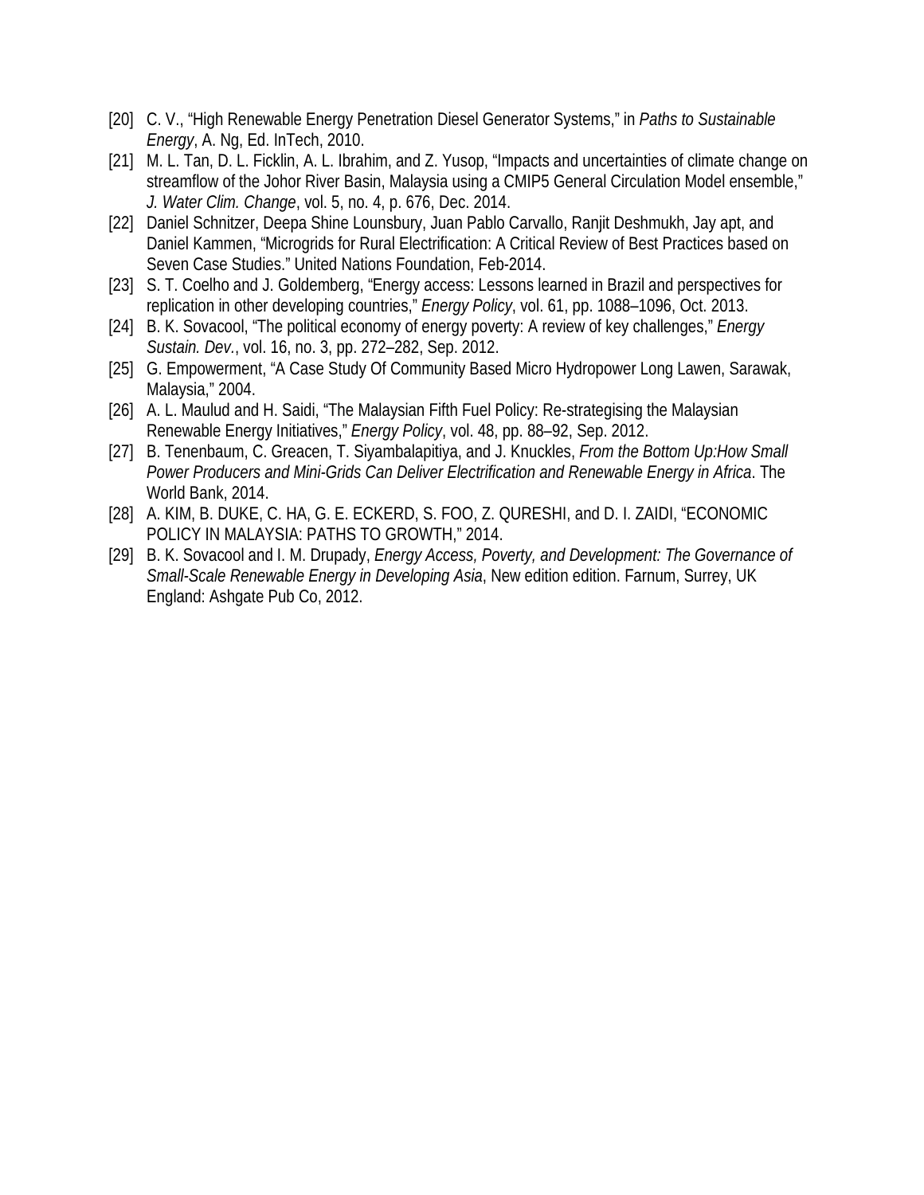[20] C. V., “High Renewable Energy Penetration Diesel Generator Systems,” in *Paths to Sustainable Energy*, A. Ng, Ed. InTech, 2010.

[21] M. L. Tan, D. L. Ficklin, A. L. Ibrahim, and Z. Yusop, “Impacts and uncertainties of climate change on streamflow of the Johor River Basin, Malaysia using a CMIP5 General Circulation Model ensemble,” *J. Water Clim. Change*, vol. 5, no. 4, p. 676, Dec. 2014.

[22] Daniel Schnitzer, Deepa Shine Lounsbury, Juan Pablo Carvallo, Ranjit Deshmukh, Jay apt, and Daniel Kammen, “Microgrids for Rural Electrification: A Critical Review of Best Practices based on Seven Case Studies.” United Nations Foundation, Feb-2014.

[23] S. T. Coelho and J. Goldemberg, “Energy access: Lessons learned in Brazil and perspectives for replication in other developing countries,” *Energy Policy*, vol. 61, pp. 1088–1096, Oct. 2013.

[24] B. K. Sovacool, “The political economy of energy poverty: A review of key challenges,” *Energy Sustain. Dev.*, vol. 16, no. 3, pp. 272–282, Sep. 2012.

[25] G. Empowerment, “A Case Study Of Community Based Micro Hydropower Long Lawen, Sarawak, Malaysia,” 2004.

[26] A. L. Maulud and H. Saidi, “The Malaysian Fifth Fuel Policy: Re-strategising the Malaysian Renewable Energy Initiatives,” *Energy Policy*, vol. 48, pp. 88–92, Sep. 2012.

[27] B. Tenenbaum, C. Greacen, T. Siyambalapitiya, and J. Knuckles, *From the Bottom Up:How Small Power Producers and Mini-Grids Can Deliver Electrification and Renewable Energy in Africa*. The World Bank, 2014.

[28] A. KIM, B. DUKE, C. HA, G. E. ECKERD, S. FOO, Z. QURESHI, and D. I. ZAIDI, “ECONOMIC POLICY IN MALAYSIA: PATHS TO GROWTH,” 2014.

[29] B. K. Sovacool and I. M. Drupady, *Energy Access, Poverty, and Development: The Governance of Small-Scale Renewable Energy in Developing Asia*, New edition edition. Farnum, Surrey, UK England: Ashgate Pub Co, 2012.